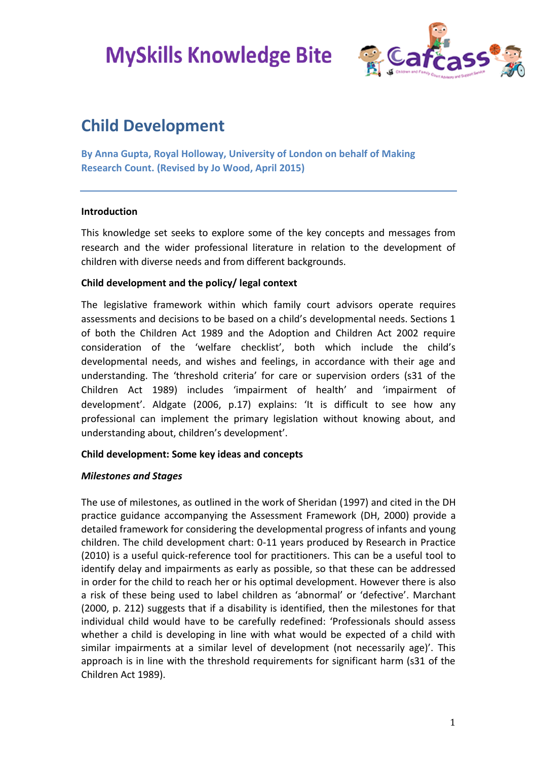# MySkills Knowledge Bite

## Child Development

**By Anna Gupta, Royal Holloway, University of London on behalf of Making Research Count. (Revised by Jo Wood, April 2015)**

---

**Introduction**

This knowledge set seeks to explore some of the key concepts and messages from research and the wider professional literature in relation to the development of children with diverse needs and from different backgrounds.

**Child development and the policy/ legal context**

The legislative framework within which family court advisors operate requires assessments and decisions to be based on a child's developmental needs. Sections 1 of both the Children Act 1989 and the Adoption and Children Act 2002 require consideration of the 'welfare checklist', both which include the child's developmental needs, and wishes and feelings, in accordance with their age and understanding. The 'threshold criteria' for care or supervision orders (s31 of the Children Act 1989) includes 'impairment of health' and 'impairment of development'. Aldgate (2006, p.17) explains: 'It is difficult to see how any professional can implement the primary legislation without knowing about, and understanding about, children's development'.

**Child development: Some key ideas and concepts**

***Milestones and Stages***

The use of milestones, as outlined in the work of Sheridan (1997) and cited in the DH practice guidance accompanying the Assessment Framework (DH, 2000) provide a detailed framework for considering the developmental progress of infants and young children. The child development chart: 0-11 years produced by Research in Practice (2010) is a useful quick-reference tool for practitioners. This can be a useful tool to identify delay and impairments as early as possible, so that these can be addressed in order for the child to reach her or his optimal development. However there is also a risk of these being used to label children as 'abnormal' or 'defective'. Marchant (2000, p. 212) suggests that if a disability is identified, then the milestones for that individual child would have to be carefully redefined: 'Professionals should assess whether a child is developing in line with what would be expected of a child with similar impairments at a similar level of development (not necessarily age)'. This approach is in line with the threshold requirements for significant harm (s31 of the Children Act 1989).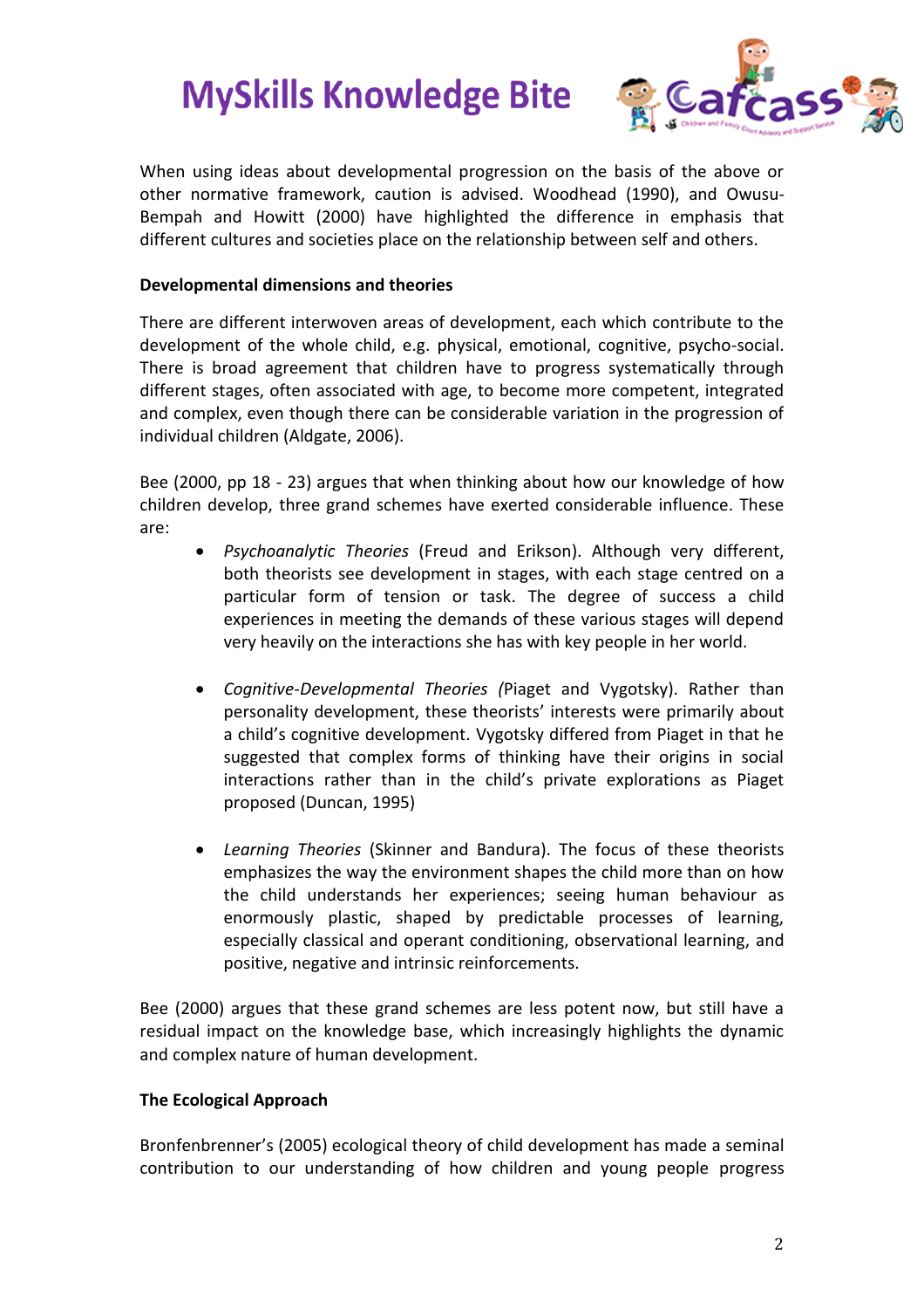When using ideas about developmental progression on the basis of the above or other normative framework, caution is advised. Woodhead (1990), and Owusu-Bempah and Howitt (2000) have highlighted the difference in emphasis that different cultures and societies place on the relationship between self and others.

**Developmental dimensions and theories**

There are different interwoven areas of development, each which contribute to the development of the whole child, e.g. physical, emotional, cognitive, psycho-social. There is broad agreement that children have to progress systematically through different stages, often associated with age, to become more competent, integrated and complex, even though there can be considerable variation in the progression of individual children (Aldgate, 2006).

Bee (2000, pp 18 - 23) argues that when thinking about how our knowledge of how children develop, three grand schemes have exerted considerable influence. These are:

- *Psychoanalytic Theories* (Freud and Erikson). Although very different, both theorists see development in stages, with each stage centred on a particular form of tension or task. The degree of success a child experiences in meeting the demands of these various stages will depend very heavily on the interactions she has with key people in her world.

- *Cognitive-Developmental Theories (*Piaget and Vygotsky). Rather than personality development, these theorists' interests were primarily about a child's cognitive development. Vygotsky differed from Piaget in that he suggested that complex forms of thinking have their origins in social interactions rather than in the child's private explorations as Piaget proposed (Duncan, 1995)

- *Learning Theories* (Skinner and Bandura). The focus of these theorists emphasizes the way the environment shapes the child more than on how the child understands her experiences; seeing human behaviour as enormously plastic, shaped by predictable processes of learning, especially classical and operant conditioning, observational learning, and positive, negative and intrinsic reinforcements.

Bee (2000) argues that these grand schemes are less potent now, but still have a residual impact on the knowledge base, which increasingly highlights the dynamic and complex nature of human development.

**The Ecological Approach**

Bronfenbrenner's (2005) ecological theory of child development has made a seminal contribution to our understanding of how children and young people progress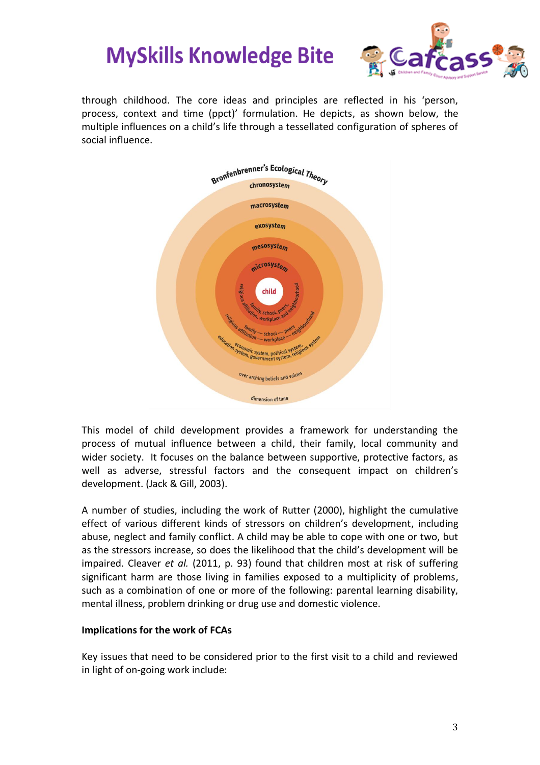through childhood. The core ideas and principles are reflected in his 'person, process, context and time (ppct)' formulation. He depicts, as shown below, the multiple influences on a child's life through a tessellated configuration of spheres of social influence.

This model of child development provides a framework for understanding the process of mutual influence between a child, their family, local community and wider society. It focuses on the balance between supportive, protective factors, as well as adverse, stressful factors and the consequent impact on children's development. (Jack & Gill, 2003).

A number of studies, including the work of Rutter (2000), highlight the cumulative effect of various different kinds of stressors on children's development, including abuse, neglect and family conflict. A child may be able to cope with one or two, but as the stressors increase, so does the likelihood that the child's development will be impaired. Cleaver *et al.* (2011, p. 93) found that children most at risk of suffering significant harm are those living in families exposed to a multiplicity of problems, such as a combination of one or more of the following: parental learning disability, mental illness, problem drinking or drug use and domestic violence.

**Implications for the work of FCAs**

Key issues that need to be considered prior to the first visit to a child and reviewed in light of on-going work include: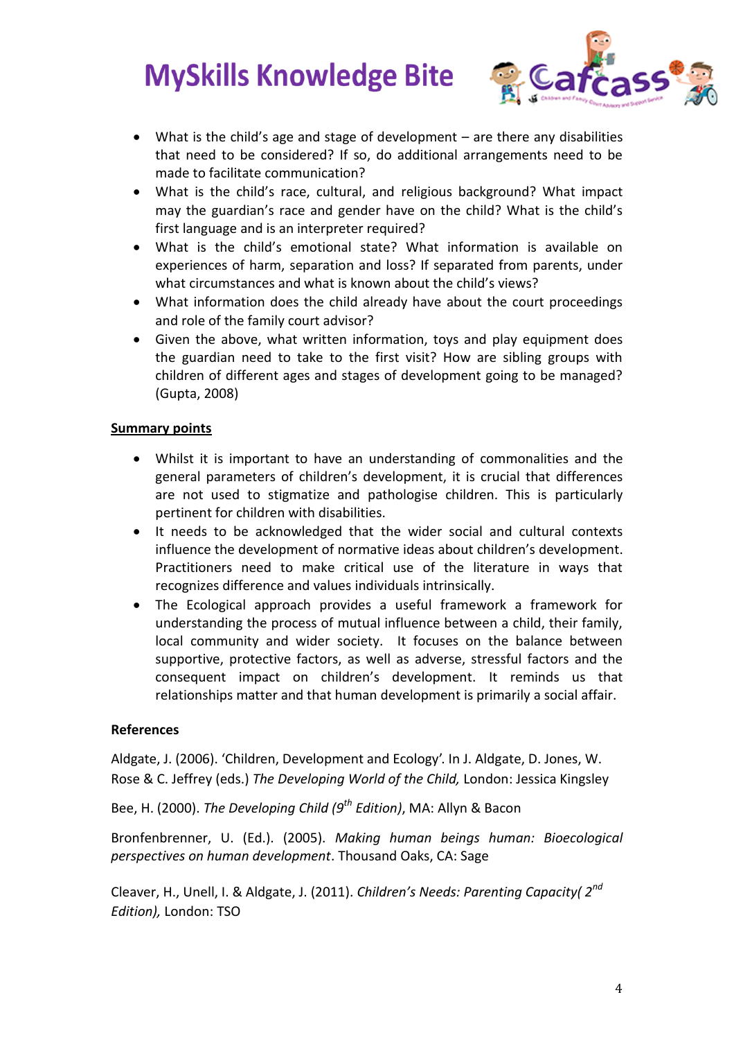- What is the child's age and stage of development – are there any disabilities that need to be considered? If so, do additional arrangements need to be made to facilitate communication?
- What is the child's race, cultural, and religious background? What impact may the guardian's race and gender have on the child? What is the child's first language and is an interpreter required?
- What is the child's emotional state? What information is available on experiences of harm, separation and loss? If separated from parents, under what circumstances and what is known about the child's views?
- What information does the child already have about the court proceedings and role of the family court advisor?
- Given the above, what written information, toys and play equipment does the guardian need to take to the first visit? How are sibling groups with children of different ages and stages of development going to be managed? (Gupta, 2008)

**Summary points**

- Whilst it is important to have an understanding of commonalities and the general parameters of children's development, it is crucial that differences are not used to stigmatize and pathologise children. This is particularly pertinent for children with disabilities.
- It needs to be acknowledged that the wider social and cultural contexts influence the development of normative ideas about children's development. Practitioners need to make critical use of the literature in ways that recognizes difference and values individuals intrinsically.
- The Ecological approach provides a useful framework a framework for understanding the process of mutual influence between a child, their family, local community and wider society. It focuses on the balance between supportive, protective factors, as well as adverse, stressful factors and the consequent impact on children's development. It reminds us that relationships matter and that human development is primarily a social affair.

**References**

Aldgate, J. (2006). 'Children, Development and Ecology'. In J. Aldgate, D. Jones, W. Rose & C. Jeffrey (eds.) *The Developing World of the Child,* London: Jessica Kingsley

Bee, H. (2000). *The Developing Child (9th Edition)*, MA: Allyn & Bacon

Bronfenbrenner, U. (Ed.). (2005). *Making human beings human: Bioecological perspectives on human development*. Thousand Oaks, CA: Sage

Cleaver, H., Unell, I. & Aldgate, J. (2011). *Children's Needs: Parenting Capacity( 2nd Edition),* London: TSO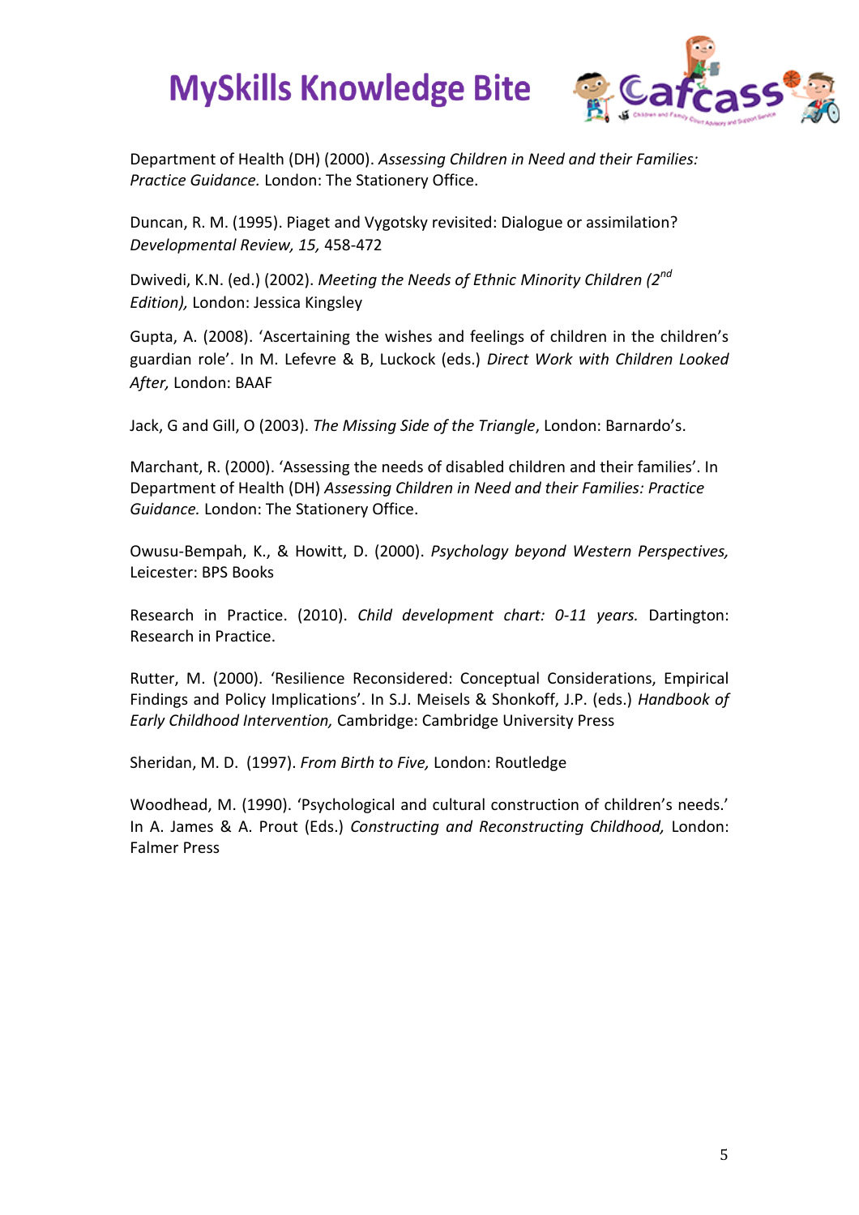Department of Health (DH) (2000). *Assessing Children in Need and their Families: Practice Guidance.* London: The Stationery Office.

Duncan, R. M. (1995). Piaget and Vygotsky revisited: Dialogue or assimilation? *Developmental Review, 15,* 458-472

Dwivedi, K.N. (ed.) (2002). *Meeting the Needs of Ethnic Minority Children (2nd Edition),* London: Jessica Kingsley

Gupta, A. (2008). 'Ascertaining the wishes and feelings of children in the children's guardian role'. In M. Lefevre & B, Luckock (eds.) *Direct Work with Children Looked After,* London: BAAF

Jack, G and Gill, O (2003). *The Missing Side of the Triangle*, London: Barnardo's.

Marchant, R. (2000). 'Assessing the needs of disabled children and their families'. In Department of Health (DH) *Assessing Children in Need and their Families: Practice Guidance.* London: The Stationery Office.

Owusu-Bempah, K., & Howitt, D. (2000). *Psychology beyond Western Perspectives,* Leicester: BPS Books

Research in Practice. (2010). *Child development chart: 0-11 years.* Dartington: Research in Practice.

Rutter, M. (2000). 'Resilience Reconsidered: Conceptual Considerations, Empirical Findings and Policy Implications'. In S.J. Meisels & Shonkoff, J.P. (eds.) *Handbook of Early Childhood Intervention,* Cambridge: Cambridge University Press

Sheridan, M. D. (1997). *From Birth to Five,* London: Routledge

Woodhead, M. (1990). 'Psychological and cultural construction of children's needs.' In A. James & A. Prout (Eds.) *Constructing and Reconstructing Childhood,* London: Falmer Press